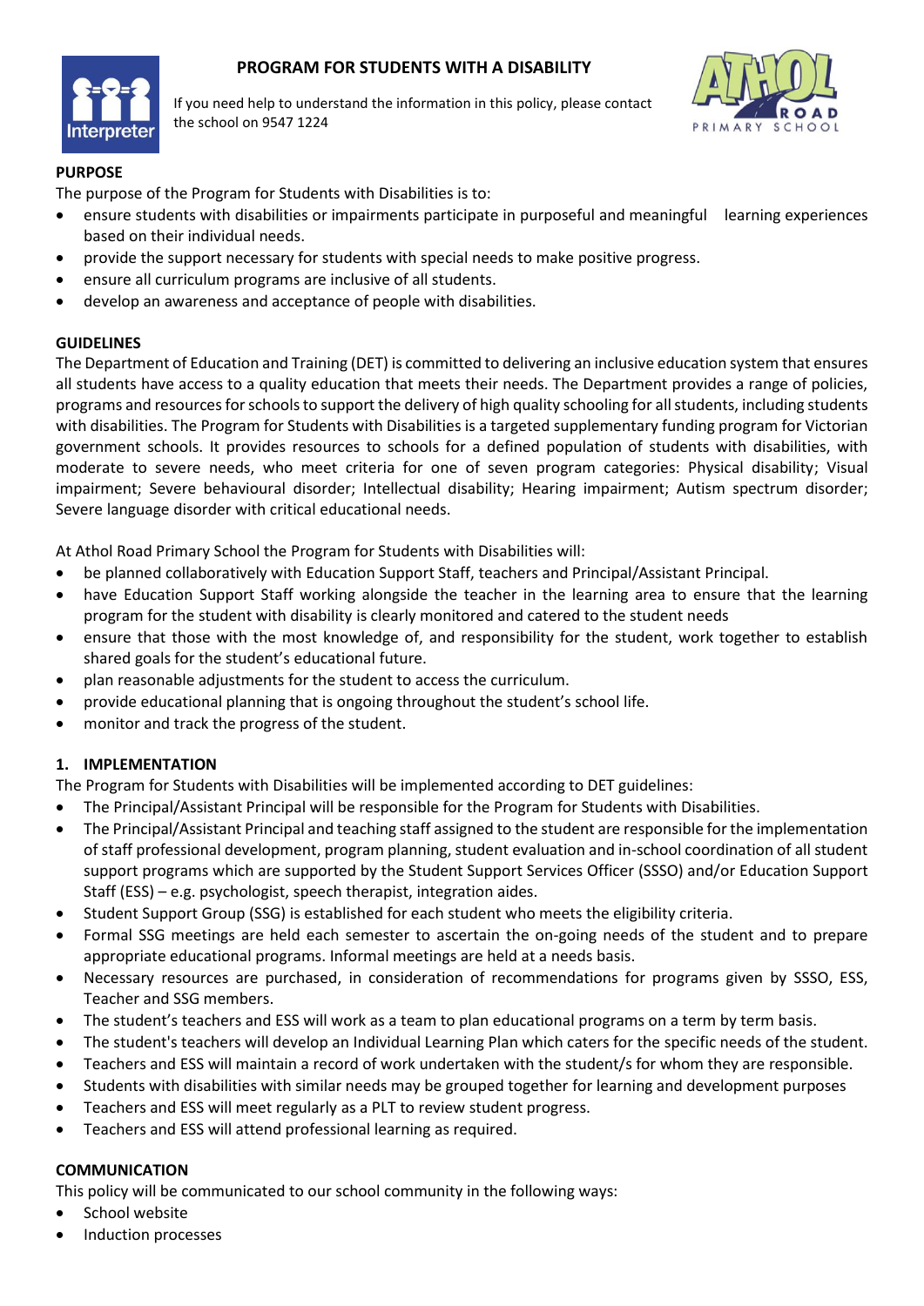# PROGRAM FOR STUDENTS WITH A DISABILITY

If you need help to understand the information in this policy, please contact the school on 9547 1224

## PURPOSE

The purpose of the Program for Students with Disabilities is to:

- ensure students with disabilities or impairments participate in purposeful and meaningful learning experiences based on their individual needs.
- provide the support necessary for students with special needs to make positive progress.
- ensure all curriculum programs are inclusive of all students.
- develop an awareness and acceptance of people with disabilities.

## GUIDELINES

The Department of Education and Training (DET) is committed to delivering an inclusive education system that ensures all students have access to a quality education that meets their needs. The Department provides a range of policies, programs and resources for schools to support the delivery of high quality schooling for all students, including students with disabilities. The Program for Students with Disabilities is a targeted supplementary funding program for Victorian government schools. It provides resources to schools for a defined population of students with disabilities, with moderate to severe needs, who meet criteria for one of seven program categories: Physical disability; Visual impairment; Severe behavioural disorder; Intellectual disability; Hearing impairment; Autism spectrum disorder; Severe language disorder with critical educational needs.

At Athol Road Primary School the Program for Students with Disabilities will:

- be planned collaboratively with Education Support Staff, teachers and Principal/Assistant Principal.
- have Education Support Staff working alongside the teacher in the learning area to ensure that the learning program for the student with disability is clearly monitored and catered to the student needs
- ensure that those with the most knowledge of, and responsibility for the student, work together to establish shared goals for the student's educational future.
- plan reasonable adjustments for the student to access the curriculum.
- provide educational planning that is ongoing throughout the student's school life.
- monitor and track the progress of the student.

## 1. IMPLEMENTATION

The Program for Students with Disabilities will be implemented according to DET guidelines:

- The Principal/Assistant Principal will be responsible for the Program for Students with Disabilities.
- The Principal/Assistant Principal and teaching staff assigned to the student are responsible for the implementation of staff professional development, program planning, student evaluation and in-school coordination of all student support programs which are supported by the Student Support Services Officer (SSSO) and/or Education Support Staff (ESS) – e.g. psychologist, speech therapist, integration aides.
- Student Support Group (SSG) is established for each student who meets the eligibility criteria.
- Formal SSG meetings are held each semester to ascertain the on-going needs of the student and to prepare appropriate educational programs. Informal meetings are held at a needs basis.
- Necessary resources are purchased, in consideration of recommendations for programs given by SSSO, ESS, Teacher and SSG members.
- The student's teachers and ESS will work as a team to plan educational programs on a term by term basis.
- The student's teachers will develop an Individual Learning Plan which caters for the specific needs of the student.
- Teachers and ESS will maintain a record of work undertaken with the student/s for whom they are responsible.
- Students with disabilities with similar needs may be grouped together for learning and development purposes
- Teachers and ESS will meet regularly as a PLT to review student progress.
- Teachers and ESS will attend professional learning as required.

## COMMUNICATION

This policy will be communicated to our school community in the following ways:

- School website
- Induction processes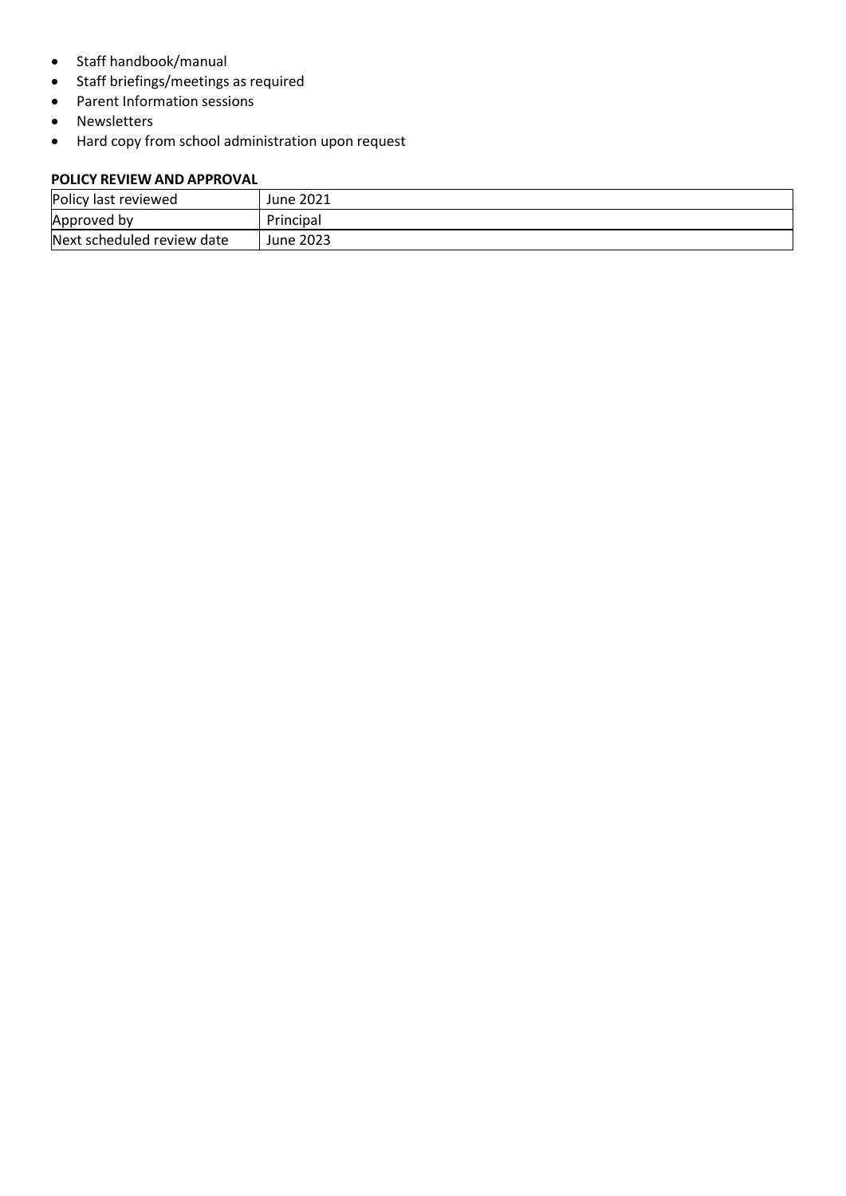- Staff handbook/manual
- Staff briefings/meetings as required
- Parent Information sessions
- Newsletters
- Hard copy from school administration upon request

**POLICY REVIEW AND APPROVAL**

| | |
|---|---|
| Policy last reviewed | June 2021 |
| Approved by | Principal |
| Next scheduled review date | June 2023 |